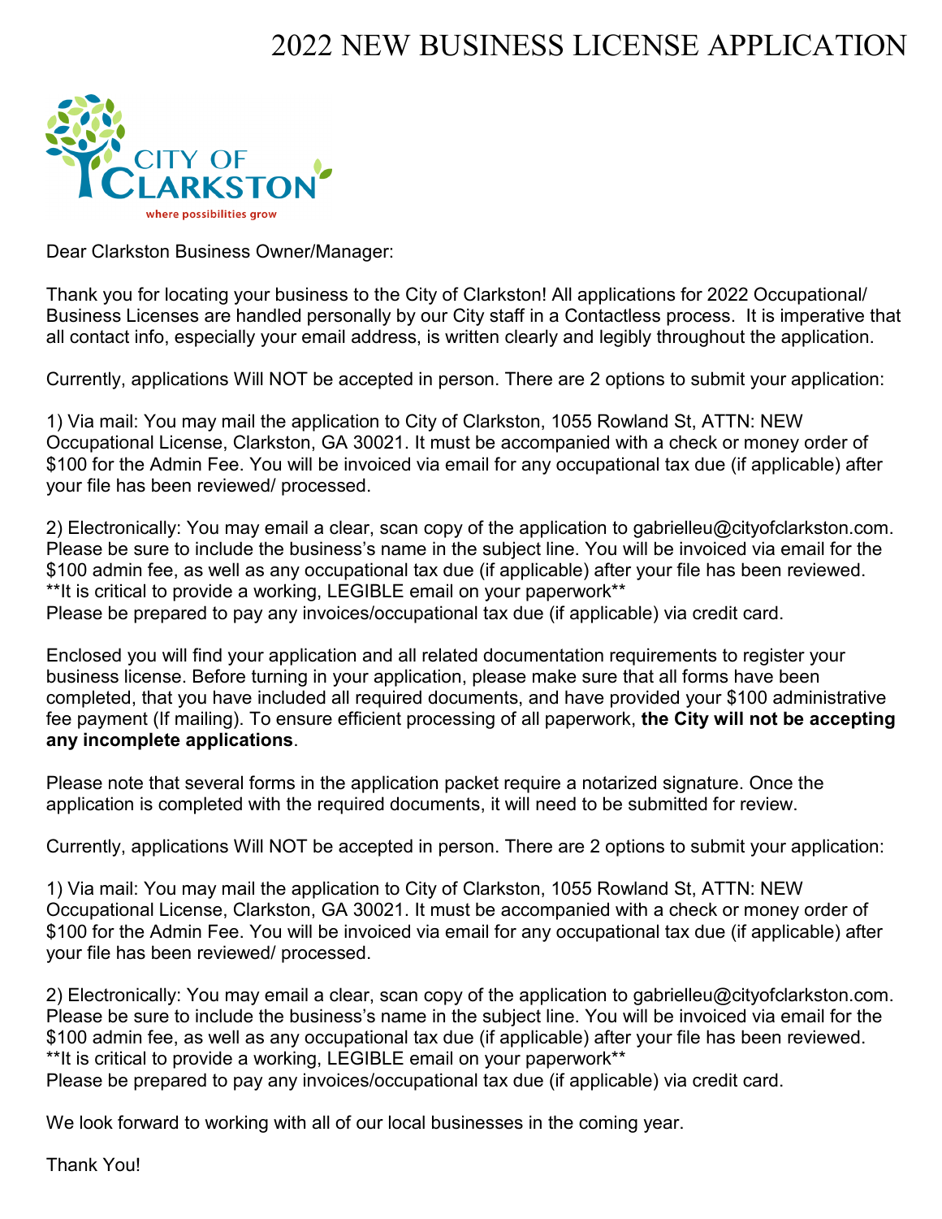# 2022 NEW BUSINESS LICENSE APPLICATION

CITY OF CLARKSTON

where possibilities grow

Dear Clarkston Business Owner/Manager:

Thank you for locating your business to the City of Clarkston! All applications for 2022 Occupational/ Business Licenses are handled personally by our City staff in a Contactless process. It is imperative that all contact info, especially your email address, is written clearly and legibly throughout the application.

Currently, applications Will NOT be accepted in person. There are 2 options to submit your application:

1) Via mail: You may mail the application to City of Clarkston, 1055 Rowland St, ATTN: NEW Occupational License, Clarkston, GA 30021. It must be accompanied with a check or money order of $100 for the Admin Fee. You will be invoiced via email for any occupational tax due (if applicable) after your file has been reviewed/ processed.

2) Electronically: You may email a clear, scan copy of the application to gabrielleu@cityofclarkston.com. Please be sure to include the business's name in the subject line. You will be invoiced via email for the $100 admin fee, as well as any occupational tax due (if applicable) after your file has been reviewed.
**It is critical to provide a working, LEGIBLE email on your paperwork**
Please be prepared to pay any invoices/occupational tax due (if applicable) via credit card.

Enclosed you will find your application and all related documentation requirements to register your business license. Before turning in your application, please make sure that all forms have been completed, that you have included all required documents, and have provided your $100 administrative fee payment (If mailing). To ensure efficient processing of all paperwork, **the City will not be accepting any incomplete applications**.

Please note that several forms in the application packet require a notarized signature. Once the application is completed with the required documents, it will need to be submitted for review.

Currently, applications Will NOT be accepted in person. There are 2 options to submit your application:

1) Via mail: You may mail the application to City of Clarkston, 1055 Rowland St, ATTN: NEW Occupational License, Clarkston, GA 30021. It must be accompanied with a check or money order of $100 for the Admin Fee. You will be invoiced via email for any occupational tax due (if applicable) after your file has been reviewed/ processed.

2) Electronically: You may email a clear, scan copy of the application to gabrielleu@cityofclarkston.com. Please be sure to include the business's name in the subject line. You will be invoiced via email for the $100 admin fee, as well as any occupational tax due (if applicable) after your file has been reviewed.
**It is critical to provide a working, LEGIBLE email on your paperwork**
Please be prepared to pay any invoices/occupational tax due (if applicable) via credit card.

We look forward to working with all of our local businesses in the coming year.

Thank You!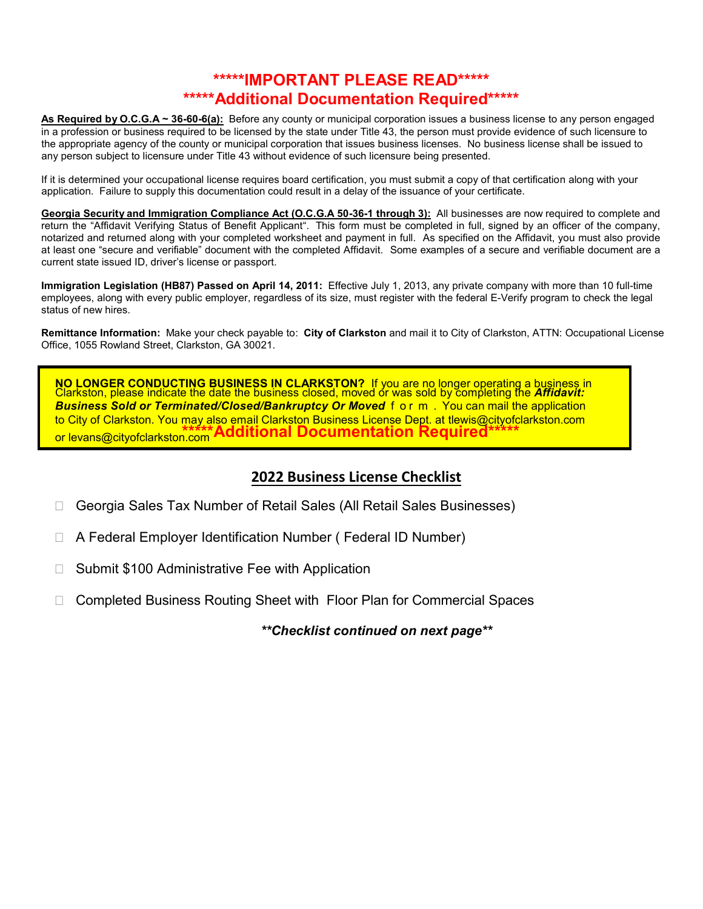# *****IMPORTANT PLEASE READ*****

## *****Additional Documentation Required*****

**As Required by O.C.G.A ~ 36-60-6(a):** Before any county or municipal corporation issues a business license to any person engaged in a profession or business required to be licensed by the state under Title 43, the person must provide evidence of such licensure to the appropriate agency of the county or municipal corporation that issues business licenses. No business license shall be issued to any person subject to licensure under Title 43 without evidence of such licensure being presented.

If it is determined your occupational license requires board certification, you must submit a copy of that certification along with your application. Failure to supply this documentation could result in a delay of the issuance of your certificate.

**Georgia Security and Immigration Compliance Act (O.C.G.A 50-36-1 through 3):** All businesses are now required to complete and return the "Affidavit Verifying Status of Benefit Applicant". This form must be completed in full, signed by an officer of the company, notarized and returned along with your completed worksheet and payment in full. As specified on the Affidavit, you must also provide at least one "secure and verifiable" document with the completed Affidavit. Some examples of a secure and verifiable document are a current state issued ID, driver's license or passport.

**Immigration Legislation (HB87) Passed on April 14, 2011:** Effective July 1, 2013, any private company with more than 10 full-time employees, along with every public employer, regardless of its size, must register with the federal E-Verify program to check the legal status of new hires.

**Remittance Information:** Make your check payable to: **City of Clarkston** and mail it to City of Clarkston, ATTN: Occupational License Office, 1055 Rowland Street, Clarkston, GA 30021.

**NO LONGER CONDUCTING BUSINESS IN CLARKSTON?** If you are no longer operating a business in Clarkston, please indicate the date the business closed, moved or was sold by completing the ***Affidavit: Business Sold or Terminated/Closed/Bankruptcy Or Moved*** form. You can mail the application to City of Clarkston. You may also email Clarkston Business License Dept. at tlewis@cityofclarkston.com or levans@cityofclarkston.com

**\*\*\*\*\*Additional Documentation Required\*\*\*\*\***

## 2022 Business License Checklist

- ☐ Georgia Sales Tax Number of Retail Sales (All Retail Sales Businesses)
- ☐ A Federal Employer Identification Number ( Federal ID Number)
- ☐ Submit $100 Administrative Fee with Application
- ☐ Completed Business Routing Sheet with Floor Plan for Commercial Spaces

***\*\*Checklist continued on next page\*\****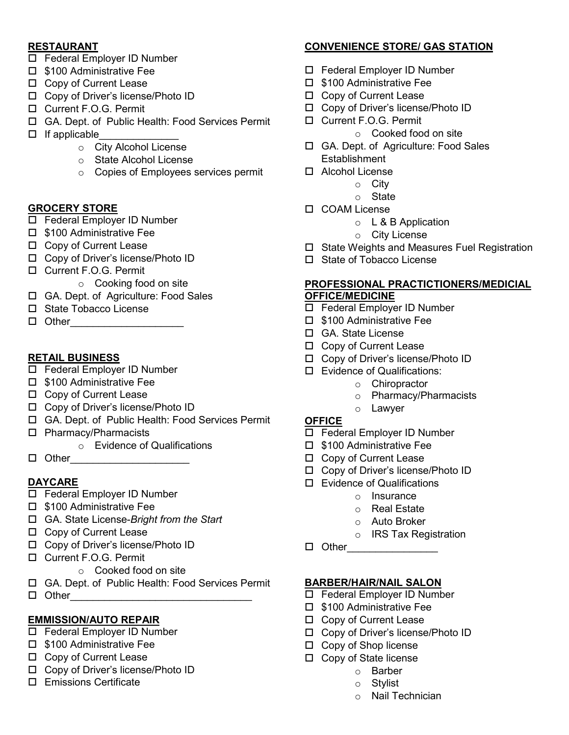**RESTAURANT**

- ☐ Federal Employer ID Number
- ☐ $100 Administrative Fee
- ☐ Copy of Current Lease
- ☐ Copy of Driver's license/Photo ID
- ☐ Current F.O.G. Permit
- ☐ GA. Dept. of Public Health: Food Services Permit
- ☐ If applicable______________
    - City Alcohol License
    - State Alcohol License
    - Copies of Employees services permit

**GROCERY STORE**

- ☐ Federal Employer ID Number
- ☐ $100 Administrative Fee
- ☐ Copy of Current Lease
- ☐ Copy of Driver's license/Photo ID
- ☐ Current F.O.G. Permit
    - Cooking food on site
- ☐ GA. Dept. of Agriculture: Food Sales
- ☐ State Tobacco License
- ☐ Other____________________

**RETAIL BUSINESS**

- ☐ Federal Employer ID Number
- ☐ $100 Administrative Fee
- ☐ Copy of Current Lease
- ☐ Copy of Driver's license/Photo ID
- ☐ GA. Dept. of Public Health: Food Services Permit
- ☐ Pharmacy/Pharmacists
    - Evidence of Qualifications
- ☐ Other_____________________

**DAYCARE**

- ☐ Federal Employer ID Number
- ☐ $100 Administrative Fee
- ☐ GA. State License-*Bright from the Start*
- ☐ Copy of Current Lease
- ☐ Copy of Driver's license/Photo ID
- ☐ Current F.O.G. Permit
    - Cooked food on site
- ☐ GA. Dept. of Public Health: Food Services Permit
- ☐ Other_________________________________

**EMMISSION/AUTO REPAIR**

- ☐ Federal Employer ID Number
- ☐ $100 Administrative Fee
- ☐ Copy of Current Lease
- ☐ Copy of Driver's license/Photo ID
- ☐ Emissions Certificate

**CONVENIENCE STORE/ GAS STATION**

- ☐ Federal Employer ID Number
- ☐ $100 Administrative Fee
- ☐ Copy of Current Lease
- ☐ Copy of Driver's license/Photo ID
- ☐ Current F.O.G. Permit
    - Cooked food on site
- ☐ GA. Dept. of Agriculture: Food Sales Establishment
- ☐ Alcohol License
    - City
    - State
- ☐ COAM License
    - L & B Application
    - City License
- ☐ State Weights and Measures Fuel Registration
- ☐ State of Tobacco License

**PROFESSIONAL PRACTICTIONERS/MEDICIAL OFFICE/MEDICINE**

- ☐ Federal Employer ID Number
- ☐ $100 Administrative Fee
- ☐ GA. State License
- ☐ Copy of Current Lease
- ☐ Copy of Driver's license/Photo ID
- ☐ Evidence of Qualifications:
    - Chiropractor
    - Pharmacy/Pharmacists
    - Lawyer

**OFFICE**

- ☐ Federal Employer ID Number
- ☐ $100 Administrative Fee
- ☐ Copy of Current Lease
- ☐ Copy of Driver's license/Photo ID
- ☐ Evidence of Qualifications
    - Insurance
    - Real Estate
    - Auto Broker
    - IRS Tax Registration
- ☐ Other________________

**BARBER/HAIR/NAIL SALON**

- ☐ Federal Employer ID Number
- ☐ $100 Administrative Fee
- ☐ Copy of Current Lease
- ☐ Copy of Driver's license/Photo ID
- ☐ Copy of Shop license
- ☐ Copy of State license
    - Barber
    - Stylist
    - Nail Technician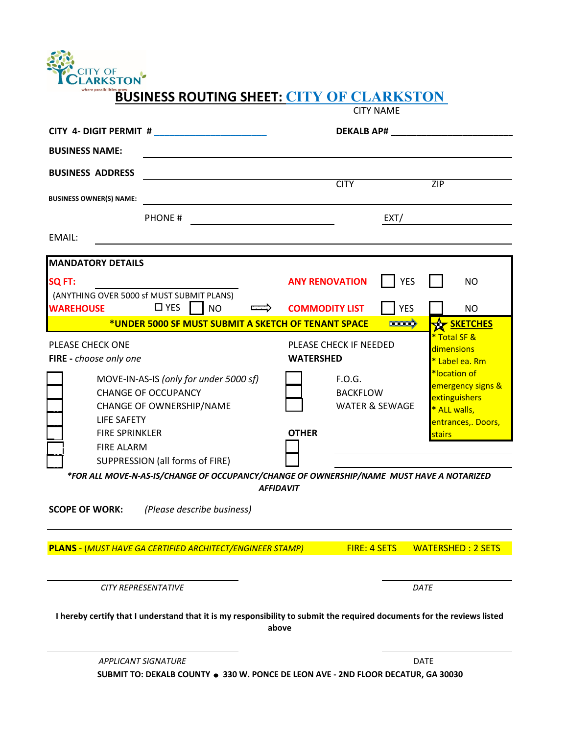CITY OF CLARKSTON
where possibilities grow

# BUSINESS ROUTING SHEET: CITY OF CLARKSTON

CITY NAME

**CITY 4- DIGIT PERMIT #** ______________________ **DEKALB AP#** ________________________

**BUSINESS NAME:** ____________________________________________

**BUSINESS ADDRESS** ____________________________________________

CITY ZIP

**BUSINESS OWNER(S) NAME:** ____________________________________________

PHONE # ______________________ EXT/ ______________

EMAIL: ____________________________________________

**MANDATORY DETAILS**

**SQ FT:** ______________________

(ANYTHING OVER 5000 sf MUST SUBMIT PLANS)

**WAREHOUSE** ☐ YES ☐ NO ⇨

**ANY RENOVATION** ☐ YES ☐ NO

**COMMODITY LIST** ☐ YES ☐ NO

**\*UNDER 5000 SF MUST SUBMIT A SKETCH OF TENANT SPACE** ⇨

**SKETCHES**
- \* Total SF & dimensions
- \* Label ea. Rm
- \*location of emergency signs & extinguishers
- \* ALL walls, entrances,. Doors, stairs

PLEASE CHECK ONE

**FIRE -** *choose only one*

- ☐ MOVE-IN-AS-IS *(only for under 5000 sf)*
- ☐ CHANGE OF OCCUPANCY
- ☐ CHANGE OF OWNERSHIP/NAME
- ☐ LIFE SAFETY
- ☐ FIRE SPRINKLER
- ☐ FIRE ALARM
- ☐ SUPPRESSION (all forms of FIRE)

PLEASE CHECK IF NEEDED

**WATERSHED**

- ☐ F.O.G.
- ☐ BACKFLOW
- ☐ WATER & SEWAGE

**OTHER**

- ☐ ______________________
- ☐ ______________________

***\*FOR ALL MOVE-N-AS-IS/CHANGE OF OCCUPANCY/CHANGE OF OWNERSHIP/NAME MUST HAVE A NOTARIZED AFFIDAVIT***

**SCOPE OF WORK:** *(Please describe business)*

____________________________________________

**PLANS** - (*MUST HAVE GA CERTIFIED ARCHITECT/ENGINEER STAMP)* FIRE: 4 SETS WATERSHED : 2 SETS

______________________ ______________________

*CITY REPRESENTATIVE* *DATE*

**I hereby certify that I understand that it is my responsibility to submit the required documents for the reviews listed above**

______________________ ______________________

*APPLICANT SIGNATURE* DATE

**SUBMIT TO: DEKALB COUNTY ● 330 W. PONCE DE LEON AVE - 2ND FLOOR DECATUR, GA 30030**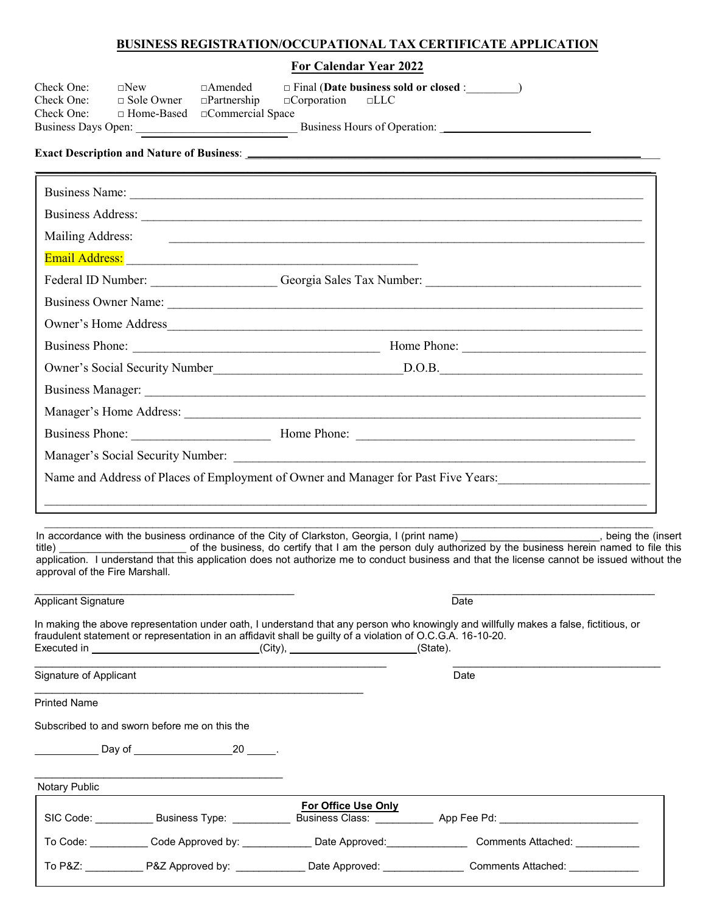## BUSINESS REGISTRATION/OCCUPATIONAL TAX CERTIFICATE APPLICATION

### For Calendar Year 2022

Check One: □New □Amended □ Final (**Date business sold or closed** :_________)

Check One: □ Sole Owner □Partnership □Corporation □LLC

Check One: □ Home-Based □Commercial Space

Business Days Open: ____________________________ Business Hours of Operation: ___________________________

**Exact Description and Nature of Business**: ______________________________________________________________________

______________________________________________________________________________________________

Business Name: ______________________________________________________________________________

Business Address: ____________________________________________________________________________

Mailing Address: ____________________________________________________________________________

Email Address: ________________________________________________

Federal ID Number: ____________________ Georgia Sales Tax Number: ________________________________

Business Owner Name: _________________________________________________________________________

Owner's Home Address_________________________________________________________________________

Business Phone: _________________________________________ Home Phone: ____________________________

Owner's Social Security Number_______________________________D.O.B._______________________________

Business Manager: _____________________________________________________________________________

Manager's Home Address: _______________________________________________________________________

Business Phone: ______________________ Home Phone: _____________________________________________

Manager's Social Security Number: ________________________________________________________________

Name and Address of Places of Employment of Owner and Manager for Past Five Years:_______________________

______________________________________________________________________________________________

______________________________________________________________________________________________

In accordance with the business ordinance of the City of Clarkston, Georgia, I (print name) ________________________, being the (insert title) ______________________ of the business, do certify that I am the person duly authorized by the business herein named to file this application. I understand that this application does not authorize me to conduct business and that the license cannot be issued without the approval of the Fire Marshall.

_____________________________________________ ___________________________________

Applicant Signature Date

In making the above representation under oath, I understand that any person who knowingly and willfully makes a false, fictitious, or fraudulent statement or representation in an affidavit shall be guilty of a violation of O.C.G.A. 16-10-20.

Executed in ____________________________(City), ______________________(State).

_____________________________________________________________ ____________________________________

Signature of Applicant Date

_________________________________________________________

Printed Name

Subscribed to and sworn before me on this the

___________ Day of _________________20 _____.

___________________________________________

Notary Public

**For Office Use Only**

SIC Code: __________ Business Type: __________ Business Class: __________ App Fee Pd: ________________________

To Code: __________ Code Approved by: ____________ Date Approved:______________ Comments Attached: ___________

To P&Z: __________ P&Z Approved by: ____________ Date Approved: ______________ Comments Attached: ____________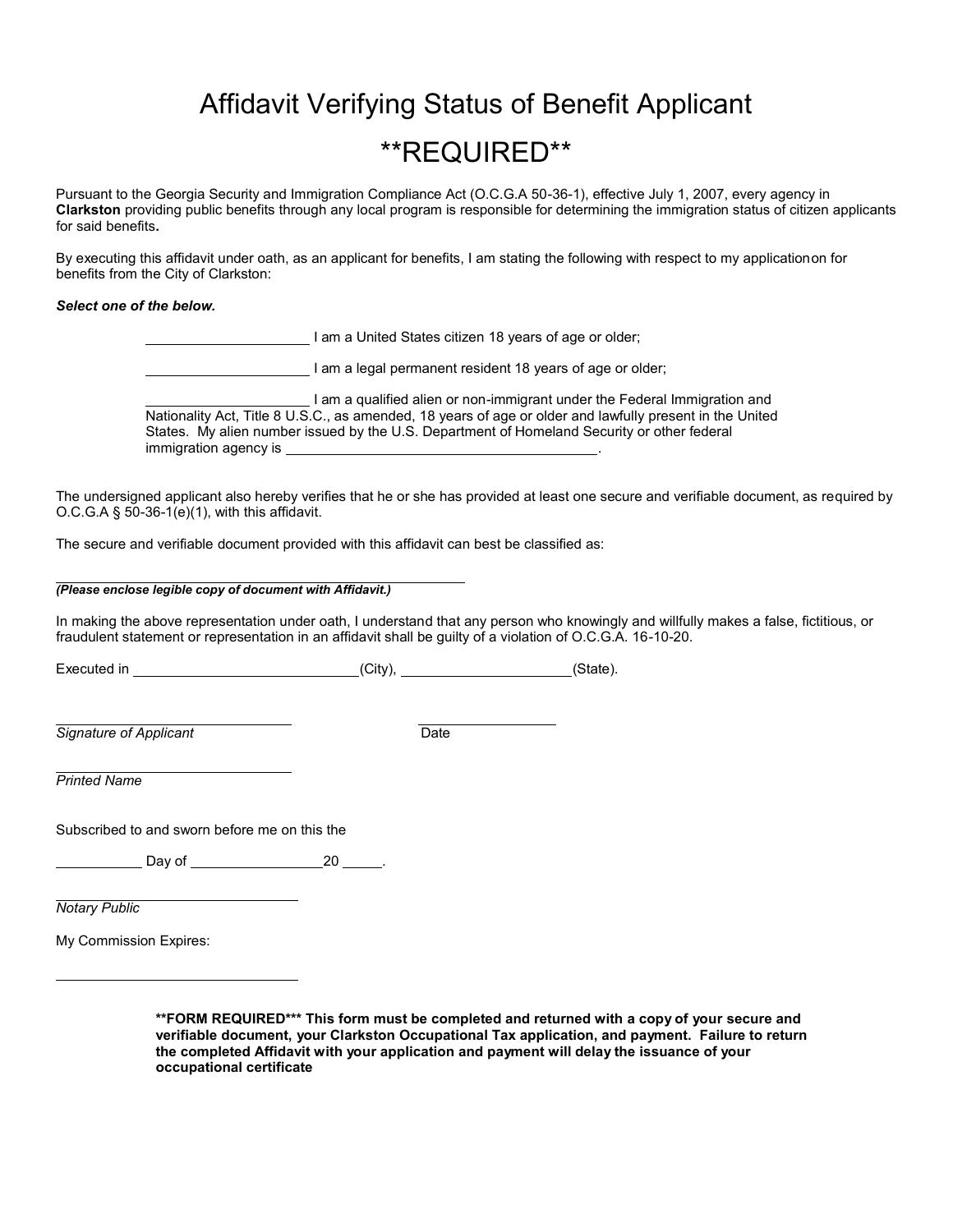# Affidavit Verifying Status of Benefit Applicant

## **REQUIRED**

Pursuant to the Georgia Security and Immigration Compliance Act (O.C.G.A 50-36-1), effective July 1, 2007, every agency in **Clarkston** providing public benefits through any local program is responsible for determining the immigration status of citizen applicants for said benefits**.**

By executing this affidavit under oath, as an applicant for benefits, I am stating the following with respect to my applicationon for benefits from the City of Clarkston:

***Select one of the below.***

_____________________ I am a United States citizen 18 years of age or older;

_____________________ I am a legal permanent resident 18 years of age or older;

_____________________ I am a qualified alien or non-immigrant under the Federal Immigration and Nationality Act, Title 8 U.S.C., as amended, 18 years of age or older and lawfully present in the United States. My alien number issued by the U.S. Department of Homeland Security or other federal immigration agency is ________________________________________.

The undersigned applicant also hereby verifies that he or she has provided at least one secure and verifiable document, as required by O.C.G.A § 50-36-1(e)(1), with this affidavit.

The secure and verifiable document provided with this affidavit can best be classified as:

_______________________________________________

***(Please enclose legible copy of document with Affidavit.)***

In making the above representation under oath, I understand that any person who knowingly and willfully makes a false, fictitious, or fraudulent statement or representation in an affidavit shall be guilty of a violation of O.C.G.A. 16-10-20.

Executed in ____________________________(City), _____________________(State).

______________________________ ____________________

*Signature of Applicant* Date

______________________________

*Printed Name*

Subscribed to and sworn before me on this the

___________ Day of _________________20 _____.

______________________________

*Notary Public*

My Commission Expires:

______________________________

****FORM REQUIRED*** This form must be completed and returned with a copy of your secure and verifiable document, your Clarkston Occupational Tax application, and payment. Failure to return the completed Affidavit with your application and payment will delay the issuance of your occupational certificate**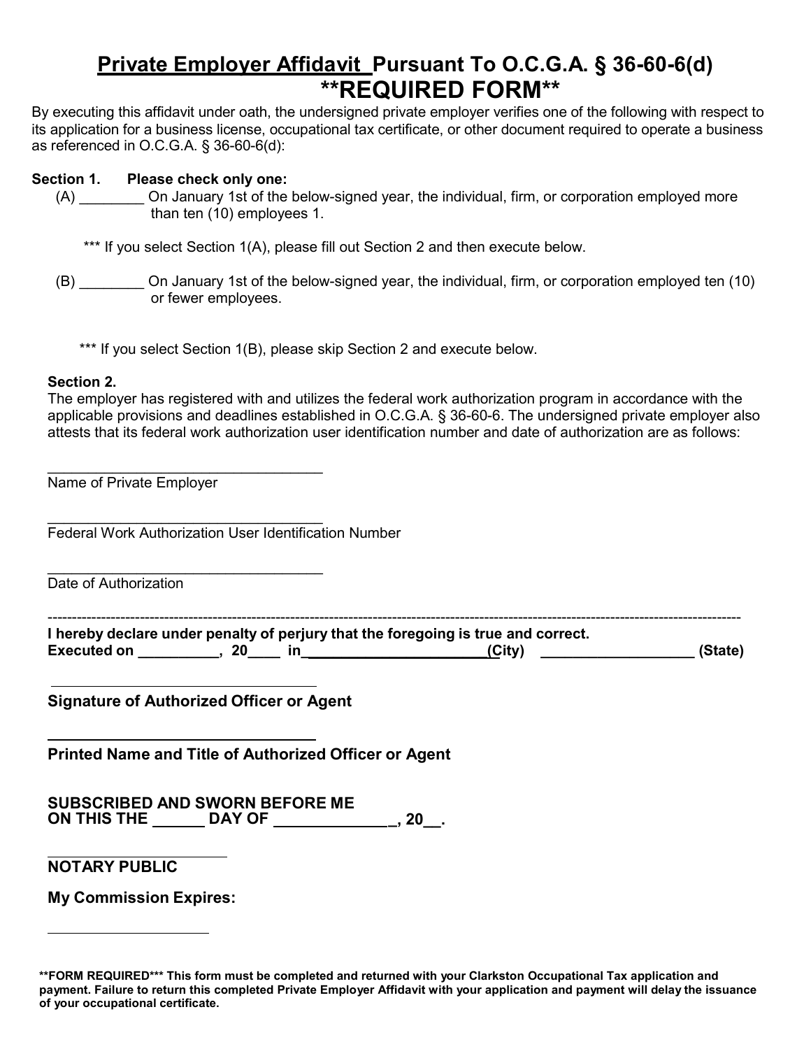# Private Employer Affidavit Pursuant To O.C.G.A. § 36-60-6(d)

# **REQUIRED FORM**

By executing this affidavit under oath, the undersigned private employer verifies one of the following with respect to its application for a business license, occupational tax certificate, or other document required to operate a business as referenced in O.C.G.A. § 36-60-6(d):

**Section 1. Please check only one:**

(A) ________ On January 1st of the below-signed year, the individual, firm, or corporation employed more than ten (10) employees 1.

*** If you select Section 1(A), please fill out Section 2 and then execute below.

(B) ________ On January 1st of the below-signed year, the individual, firm, or corporation employed ten (10) or fewer employees.

*** If you select Section 1(B), please skip Section 2 and execute below.

**Section 2.**

The employer has registered with and utilizes the federal work authorization program in accordance with the applicable provisions and deadlines established in O.C.G.A. § 36-60-6. The undersigned private employer also attests that its federal work authorization user identification number and date of authorization are as follows:

___________________________________
Name of Private Employer

___________________________________
Federal Work Authorization User Identification Number

___________________________________
Date of Authorization

---

**I hereby declare under penalty of perjury that the foregoing is true and correct.**
**Executed on __________, 20____ in______________________(City) __________________ (State)**

___________________________________
**Signature of Authorized Officer or Agent**

___________________________________
**Printed Name and Title of Authorized Officer or Agent**

**SUBSCRIBED AND SWORN BEFORE ME**
**ON THIS THE ______ DAY OF ______________, 20__.**

______________________
**NOTARY PUBLIC**

**My Commission Expires:**

______________________

**\*\*FORM REQUIRED\*\*\* This form must be completed and returned with your Clarkston Occupational Tax application and payment. Failure to return this completed Private Employer Affidavit with your application and payment will delay the issuance of your occupational certificate.**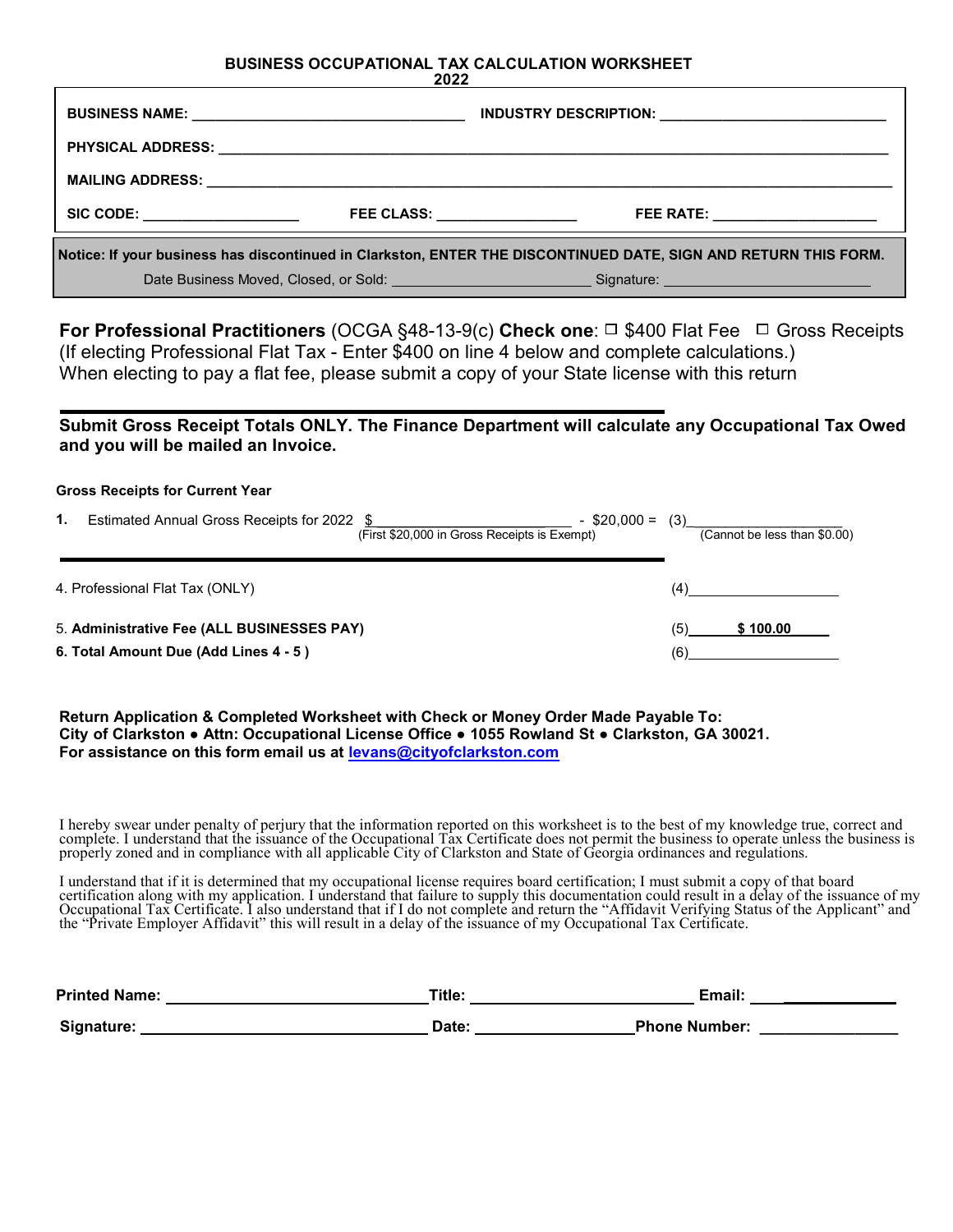# BUSINESS OCCUPATIONAL TAX CALCULATION WORKSHEET
## 2022

**BUSINESS NAME:** ________________________________ **INDUSTRY DESCRIPTION:** ____________________________

**PHYSICAL ADDRESS:** ______________________________________________________________________________

**MAILING ADDRESS:** _______________________________________________________________________________

**SIC CODE:** ___________________ **FEE CLASS:** _________________ **FEE RATE:** ____________________

**Notice: If your business has discontinued in Clarkston, ENTER THE DISCONTINUED DATE, SIGN AND RETURN THIS FORM.**

Date Business Moved, Closed, or Sold: ________________________ Signature: _________________________

**For Professional Practitioners** (OCGA §48-13-9(c) **Check one**: ☐ $400 Flat Fee ☐ Gross Receipts
(If electing Professional Flat Tax - Enter $400 on line 4 below and complete calculations.)
When electing to pay a flat fee, please submit a copy of your State license with this return

**Submit Gross Receipt Totals ONLY. The Finance Department will calculate any Occupational Tax Owed and you will be mailed an Invoice.**

**Gross Receipts for Current Year**

**1.** Estimated Annual Gross Receipts for 2022 $ ______________________ - $20,000 = (3)___________________
(First $20,000 in Gross Receipts is Exempt) (Cannot be less than $0.00)

4. Professional Flat Tax (ONLY) (4)___________________

5. **Administrative Fee (ALL BUSINESSES PAY)** (5) **$ 100.00**

**6. Total Amount Due (Add Lines 4 - 5 )** (6)___________________

**Return Application & Completed Worksheet with Check or Money Order Made Payable To:**
**City of Clarkston • Attn: Occupational License Office • 1055 Rowland St • Clarkston, GA 30021.**
**For assistance on this form email us at levans@cityofclarkston.com**

I hereby swear under penalty of perjury that the information reported on this worksheet is to the best of my knowledge true, correct and complete. I understand that the issuance of the Occupational Tax Certificate does not permit the business to operate unless the business is properly zoned and in compliance with all applicable City of Clarkston and State of Georgia ordinances and regulations.

I understand that if it is determined that my occupational license requires board certification; I must submit a copy of that board certification along with my application. I understand that failure to supply this documentation could result in a delay of the issuance of my Occupational Tax Certificate. I also understand that if I do not complete and return the "Affidavit Verifying Status of the Applicant" and the "Private Employer Affidavit" this will result in a delay of the issuance of my Occupational Tax Certificate.

**Printed Name:** ______________________________ **Title:** _________________________ **Email:** _____________

**Signature:** ________________________________ **Date:** _________________ **Phone Number:** ________________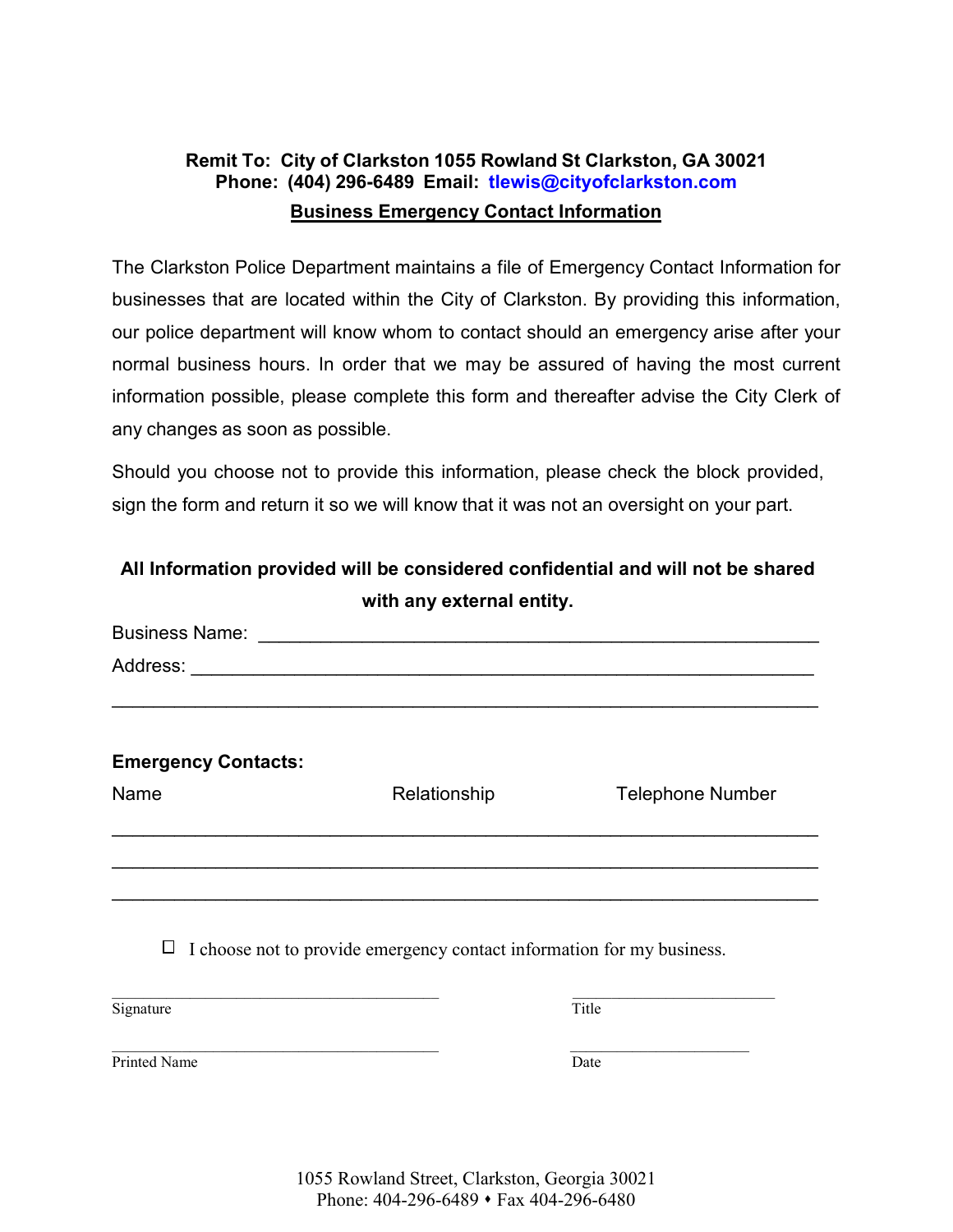**Remit To: City of Clarkston 1055 Rowland St Clarkston, GA 30021**
**Phone: (404) 296-6489 Email: tlewis@cityofclarkston.com**

## Business Emergency Contact Information

The Clarkston Police Department maintains a file of Emergency Contact Information for businesses that are located within the City of Clarkston. By providing this information, our police department will know whom to contact should an emergency arise after your normal business hours. In order that we may be assured of having the most current information possible, please complete this form and thereafter advise the City Clerk of any changes as soon as possible.

Should you choose not to provide this information, please check the block provided, sign the form and return it so we will know that it was not an oversight on your part.

**All Information provided will be considered confidential and will not be shared with any external entity.**

Business Name: ______________________________________________________

Address: __________________________________________________________

_________________________________________________________________

**Emergency Contacts:**

| Name | Relationship | Telephone Number |
|---|---|---|
| | | |
| | | |
| | | |

☐ I choose not to provide emergency contact information for my business.

_______________________________ _______________________
Signature Title

_______________________________ _______________________
Printed Name Date

1055 Rowland Street, Clarkston, Georgia 30021
Phone: 404-296-6489 ⬩ Fax 404-296-6480